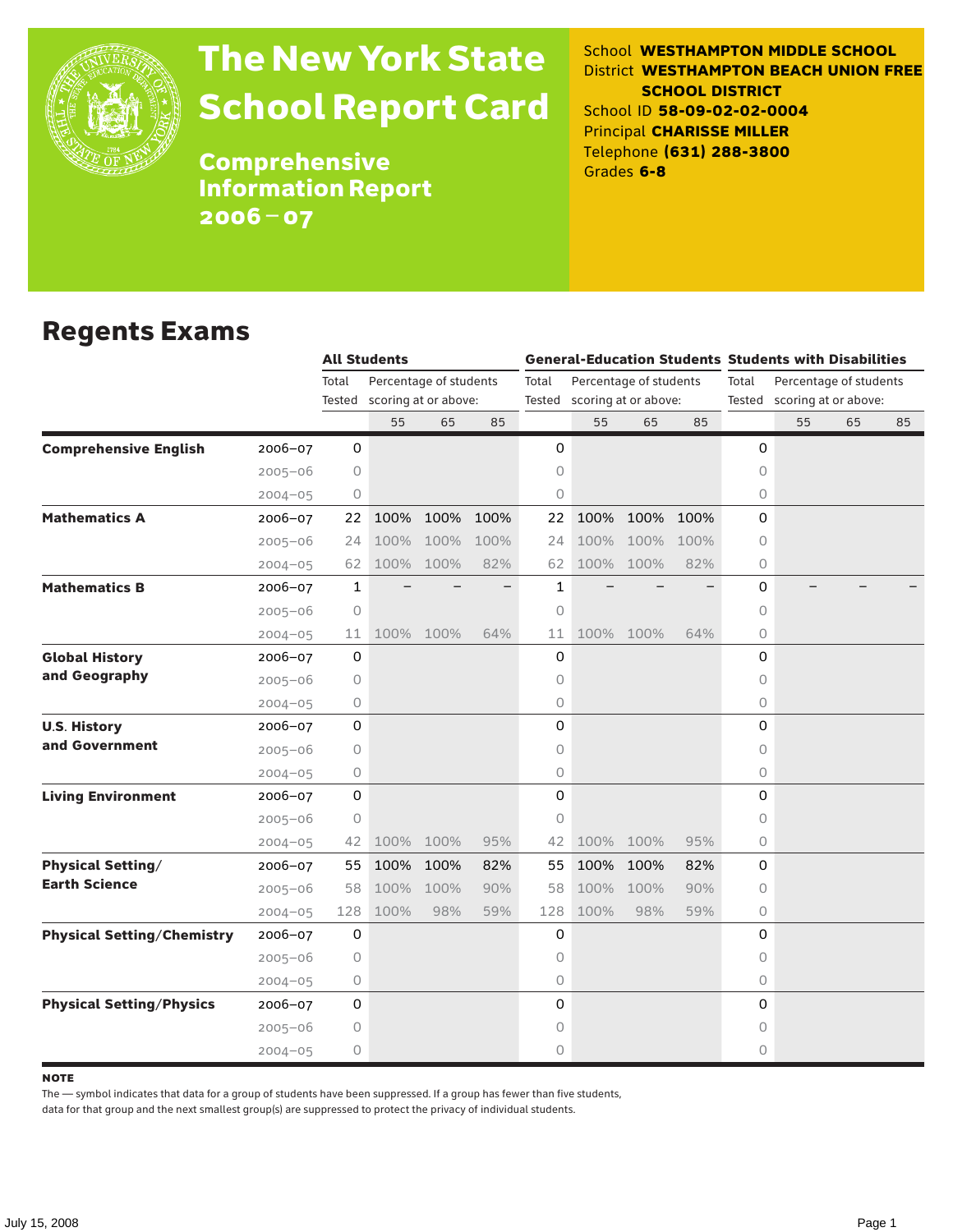# The New York State School Report Card

## Comprehensive Information Report 2006 – 07

School **WESTHAMPTON MIDDLE SCHOOL**
District **WESTHAMPTON BEACH UNION FREE SCHOOL DISTRICT**
School ID **58-09-02-02-0004**
Principal **CHARISSE MILLER**
Telephone **(631) 288-3800**
Grades **6-8**

## Regents Exams

| | | All Students | | | | General-Education Students | | | | Students with Disabilities | | | |
|---|---|---|---|---|---|---|---|---|---|---|---|---|---|
| | | Total Tested | Percentage of students scoring at or above: | | | Total Tested | Percentage of students scoring at or above: | | | Total Tested | Percentage of students scoring at or above: | | |
| | | | 55 | 65 | 85 | | 55 | 65 | 85 | | 55 | 65 | 85 |
| **Comprehensive English** | 2006–07 | 0 | | | | 0 | | | | 0 | | | |
| | 2005–06 | 0 | | | | 0 | | | | 0 | | | |
| | 2004–05 | 0 | | | | 0 | | | | 0 | | | |
| **Mathematics A** | 2006–07 | 22 | 100% | 100% | 100% | 22 | 100% | 100% | 100% | 0 | | | |
| | 2005–06 | 24 | 100% | 100% | 100% | 24 | 100% | 100% | 100% | 0 | | | |
| | 2004–05 | 62 | 100% | 100% | 82% | 62 | 100% | 100% | 82% | 0 | | | |
| **Mathematics B** | 2006–07 | 1 | – | – | – | 1 | – | – | – | 0 | – | – | – |
| | 2005–06 | 0 | | | | 0 | | | | 0 | | | |
| | 2004–05 | 11 | 100% | 100% | 64% | 11 | 100% | 100% | 64% | 0 | | | |
| **Global History and Geography** | 2006–07 | 0 | | | | 0 | | | | 0 | | | |
| | 2005–06 | 0 | | | | 0 | | | | 0 | | | |
| | 2004–05 | 0 | | | | 0 | | | | 0 | | | |
| **U.S. History and Government** | 2006–07 | 0 | | | | 0 | | | | 0 | | | |
| | 2005–06 | 0 | | | | 0 | | | | 0 | | | |
| | 2004–05 | 0 | | | | 0 | | | | 0 | | | |
| **Living Environment** | 2006–07 | 0 | | | | 0 | | | | 0 | | | |
| | 2005–06 | 0 | | | | 0 | | | | 0 | | | |
| | 2004–05 | 42 | 100% | 100% | 95% | 42 | 100% | 100% | 95% | 0 | | | |
| **Physical Setting/ Earth Science** | 2006–07 | 55 | 100% | 100% | 82% | 55 | 100% | 100% | 82% | 0 | | | |
| | 2005–06 | 58 | 100% | 100% | 90% | 58 | 100% | 100% | 90% | 0 | | | |
| | 2004–05 | 128 | 100% | 98% | 59% | 128 | 100% | 98% | 59% | 0 | | | |
| **Physical Setting/Chemistry** | 2006–07 | 0 | | | | 0 | | | | 0 | | | |
| | 2005–06 | 0 | | | | 0 | | | | 0 | | | |
| | 2004–05 | 0 | | | | 0 | | | | 0 | | | |
| **Physical Setting/Physics** | 2006–07 | 0 | | | | 0 | | | | 0 | | | |
| | 2005–06 | 0 | | | | 0 | | | | 0 | | | |
| | 2004–05 | 0 | | | | 0 | | | | 0 | | | |

**NOTE**

The — symbol indicates that data for a group of students have been suppressed. If a group has fewer than five students, data for that group and the next smallest group(s) are suppressed to protect the privacy of individual students.

July 15, 2008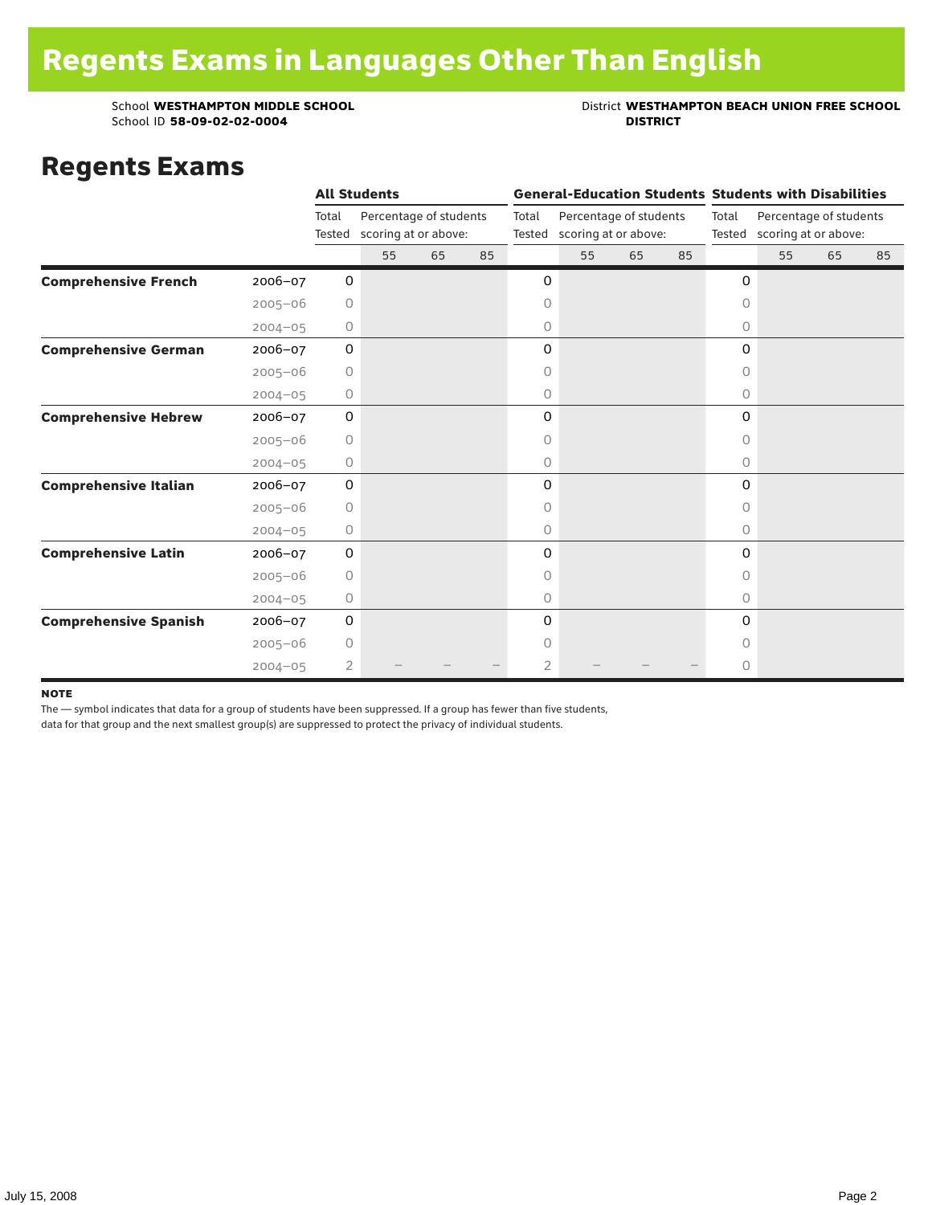# Regents Exams in Languages Other Than English

School **WESTHAMPTON MIDDLE SCHOOL**
School ID **58-09-02-02-0004**

District **WESTHAMPTON BEACH UNION FREE SCHOOL DISTRICT**

## Regents Exams

| | | All Students | | | | General-Education Students | | | | Students with Disabilities | | | |
|---|---|---|---|---|---|---|---|---|---|---|---|---|---|
| | | Total Tested | Percentage of students scoring at or above: | | | Total Tested | Percentage of students scoring at or above: | | | Total Tested | Percentage of students scoring at or above: | | |
| | | | 55 | 65 | 85 | | 55 | 65 | 85 | | 55 | 65 | 85 |
| **Comprehensive French** | 2006–07 | 0 | | | | 0 | | | | 0 | | | |
| | 2005–06 | 0 | | | | 0 | | | | 0 | | | |
| | 2004–05 | 0 | | | | 0 | | | | 0 | | | |
| **Comprehensive German** | 2006–07 | 0 | | | | 0 | | | | 0 | | | |
| | 2005–06 | 0 | | | | 0 | | | | 0 | | | |
| | 2004–05 | 0 | | | | 0 | | | | 0 | | | |
| **Comprehensive Hebrew** | 2006–07 | 0 | | | | 0 | | | | 0 | | | |
| | 2005–06 | 0 | | | | 0 | | | | 0 | | | |
| | 2004–05 | 0 | | | | 0 | | | | 0 | | | |
| **Comprehensive Italian** | 2006–07 | 0 | | | | 0 | | | | 0 | | | |
| | 2005–06 | 0 | | | | 0 | | | | 0 | | | |
| | 2004–05 | 0 | | | | 0 | | | | 0 | | | |
| **Comprehensive Latin** | 2006–07 | 0 | | | | 0 | | | | 0 | | | |
| | 2005–06 | 0 | | | | 0 | | | | 0 | | | |
| | 2004–05 | 0 | | | | 0 | | | | 0 | | | |
| **Comprehensive Spanish** | 2006–07 | 0 | | | | 0 | | | | 0 | | | |
| | 2005–06 | 0 | | | | 0 | | | | 0 | | | |
| | 2004–05 | 2 | — | — | — | 2 | — | — | — | 0 | | | |

**NOTE**

The — symbol indicates that data for a group of students have been suppressed. If a group has fewer than five students, data for that group and the next smallest group(s) are suppressed to protect the privacy of individual students.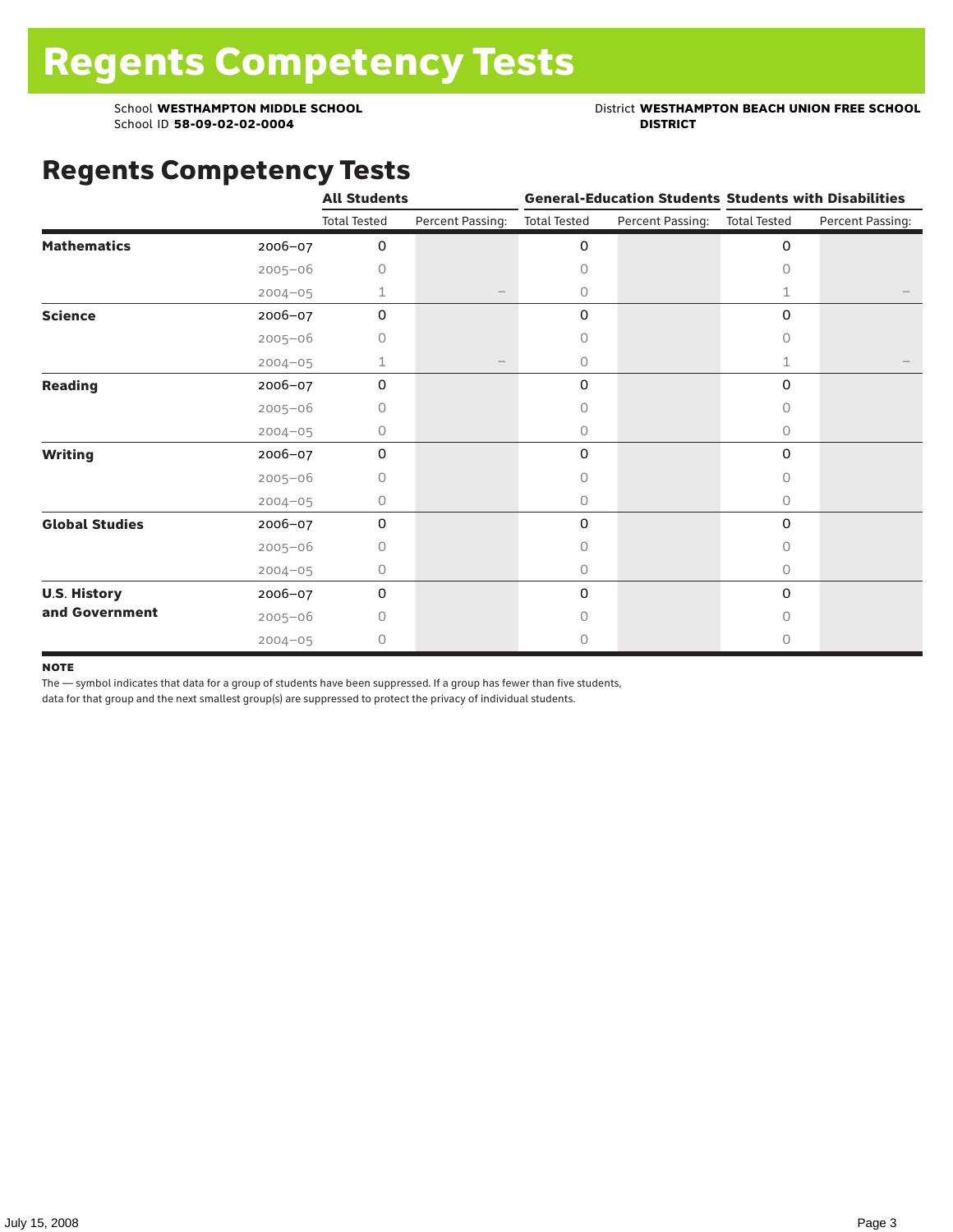# Regents Competency Tests

School **WESTHAMPTON MIDDLE SCHOOL**
School ID **58-09-02-02-0004**

District **WESTHAMPTON BEACH UNION FREE SCHOOL DISTRICT**

## Regents Competency Tests

| | | All Students | | General-Education Students | | Students with Disabilities | |
|---|---|---|---|---|---|---|---|
| | | Total Tested | Percent Passing: | Total Tested | Percent Passing: | Total Tested | Percent Passing: |
| **Mathematics** | 2006–07 | 0 | | 0 | | 0 | |
| | 2005–06 | 0 | | 0 | | 0 | |
| | 2004–05 | 1 | — | 0 | | 1 | — |
| **Science** | 2006–07 | 0 | | 0 | | 0 | |
| | 2005–06 | 0 | | 0 | | 0 | |
| | 2004–05 | 1 | — | 0 | | 1 | — |
| **Reading** | 2006–07 | 0 | | 0 | | 0 | |
| | 2005–06 | 0 | | 0 | | 0 | |
| | 2004–05 | 0 | | 0 | | 0 | |
| **Writing** | 2006–07 | 0 | | 0 | | 0 | |
| | 2005–06 | 0 | | 0 | | 0 | |
| | 2004–05 | 0 | | 0 | | 0 | |
| **Global Studies** | 2006–07 | 0 | | 0 | | 0 | |
| | 2005–06 | 0 | | 0 | | 0 | |
| | 2004–05 | 0 | | 0 | | 0 | |
| **U.S. History and Government** | 2006–07 | 0 | | 0 | | 0 | |
| | 2005–06 | 0 | | 0 | | 0 | |
| | 2004–05 | 0 | | 0 | | 0 | |

**NOTE**

The — symbol indicates that data for a group of students have been suppressed. If a group has fewer than five students, data for that group and the next smallest group(s) are suppressed to protect the privacy of individual students.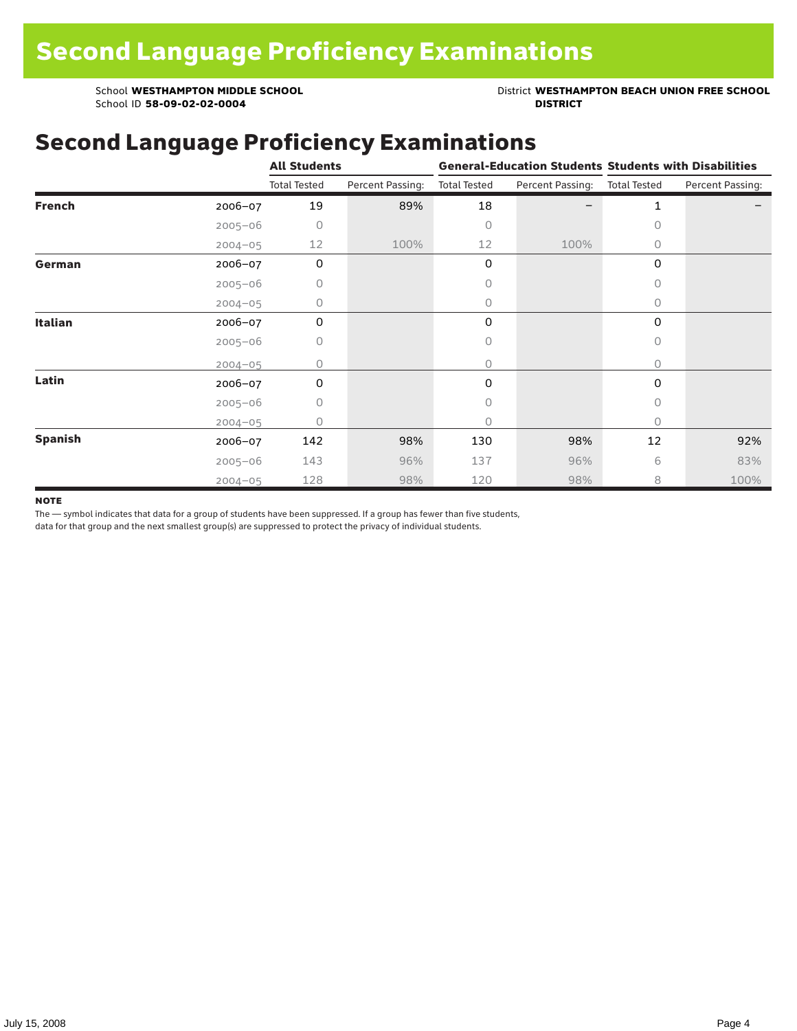# Second Language Proficiency Examinations

School **WESTHAMPTON MIDDLE SCHOOL**
School ID **58-09-02-02-0004**

District **WESTHAMPTON BEACH UNION FREE SCHOOL DISTRICT**

## Second Language Proficiency Examinations

| | | All Students | | General-Education Students | | Students with Disabilities | |
|---|---|---|---|---|---|---|---|
| | | Total Tested | Percent Passing: | Total Tested | Percent Passing: | Total Tested | Percent Passing: |
| **French** | 2006–07 | 19 | 89% | 18 | – | 1 | – |
| | 2005–06 | 0 | | 0 | | 0 | |
| | 2004–05 | 12 | 100% | 12 | 100% | 0 | |
| **German** | 2006–07 | 0 | | 0 | | 0 | |
| | 2005–06 | 0 | | 0 | | 0 | |
| | 2004–05 | 0 | | 0 | | 0 | |
| **Italian** | 2006–07 | 0 | | 0 | | 0 | |
| | 2005–06 | 0 | | 0 | | 0 | |
| | 2004–05 | 0 | | 0 | | 0 | |
| **Latin** | 2006–07 | 0 | | 0 | | 0 | |
| | 2005–06 | 0 | | 0 | | 0 | |
| | 2004–05 | 0 | | 0 | | 0 | |
| **Spanish** | 2006–07 | 142 | 98% | 130 | 98% | 12 | 92% |
| | 2005–06 | 143 | 96% | 137 | 96% | 6 | 83% |
| | 2004–05 | 128 | 98% | 120 | 98% | 8 | 100% |

**NOTE**

The — symbol indicates that data for a group of students have been suppressed. If a group has fewer than five students, data for that group and the next smallest group(s) are suppressed to protect the privacy of individual students.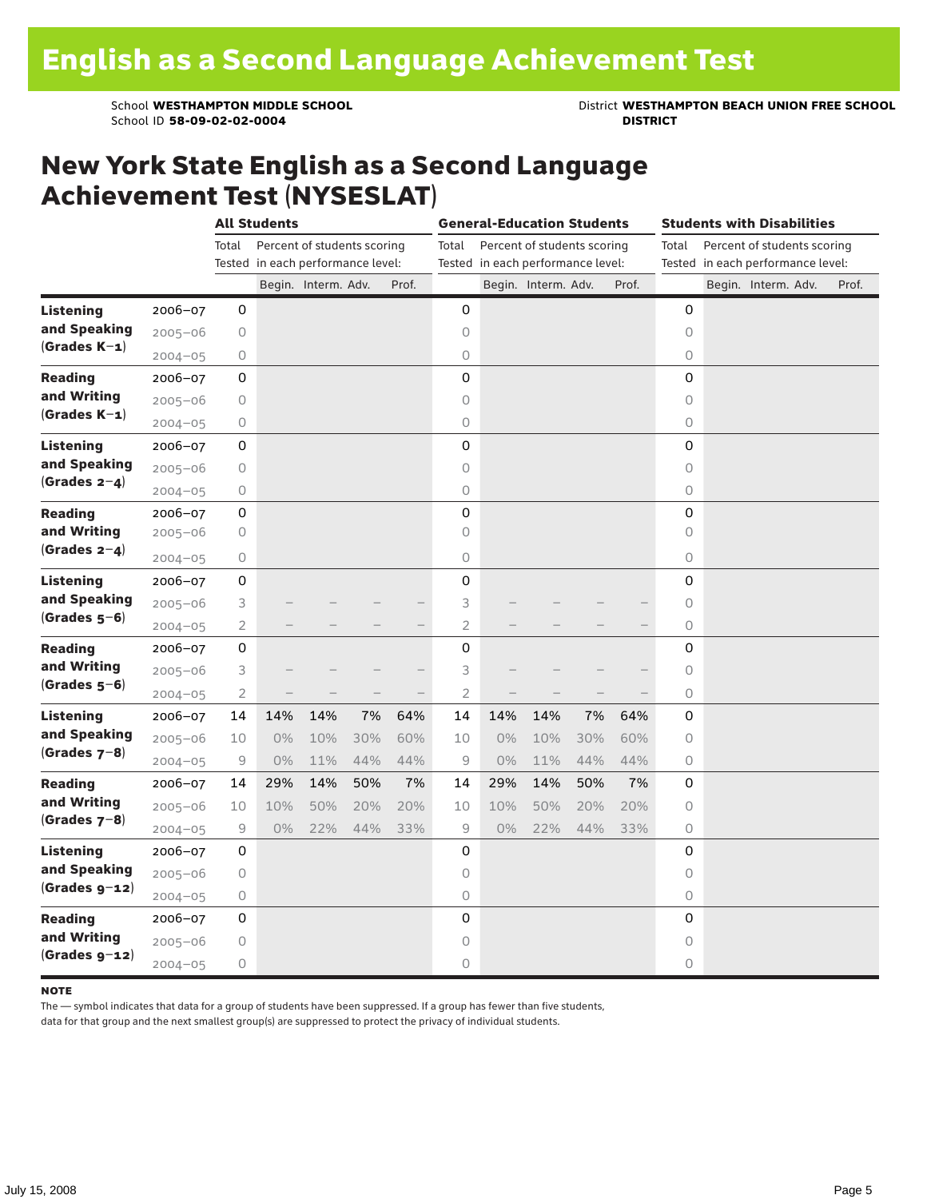# English as a Second Language Achievement Test

School **WESTHAMPTON MIDDLE SCHOOL**
School ID **58-09-02-02-0004**

District **WESTHAMPTON BEACH UNION FREE SCHOOL DISTRICT**

## New York State English as a Second Language Achievement Test (NYSESLAT)

| | | All Students | | | | | General-Education Students | | | | | Students with Disabilities | | | | |
|---|---|---|---|---|---|---|---|---|---|---|---|---|---|---|---|---|
| | | Total Tested | Percent of students scoring in each performance level: | | | | Total Tested | Percent of students scoring in each performance level: | | | | Total Tested | Percent of students scoring in each performance level: | | | |
| | | | Begin. | Interm. | Adv. | Prof. | | Begin. | Interm. | Adv. | Prof. | | Begin. | Interm. | Adv. | Prof. |
| **Listening and Speaking (Grades K–1)** | 2006–07 | 0 | | | | | 0 | | | | | 0 | | | | |
| | 2005–06 | 0 | | | | | 0 | | | | | 0 | | | | |
| | 2004–05 | 0 | | | | | 0 | | | | | 0 | | | | |
| **Reading and Writing (Grades K–1)** | 2006–07 | 0 | | | | | 0 | | | | | 0 | | | | |
| | 2005–06 | 0 | | | | | 0 | | | | | 0 | | | | |
| | 2004–05 | 0 | | | | | 0 | | | | | 0 | | | | |
| **Listening and Speaking (Grades 2–4)** | 2006–07 | 0 | | | | | 0 | | | | | 0 | | | | |
| | 2005–06 | 0 | | | | | 0 | | | | | 0 | | | | |
| | 2004–05 | 0 | | | | | 0 | | | | | 0 | | | | |
| **Reading and Writing (Grades 2–4)** | 2006–07 | 0 | | | | | 0 | | | | | 0 | | | | |
| | 2005–06 | 0 | | | | | 0 | | | | | 0 | | | | |
| | 2004–05 | 0 | | | | | 0 | | | | | 0 | | | | |
| **Listening and Speaking (Grades 5–6)** | 2006–07 | 0 | | | | | 0 | | | | | 0 | | | | |
| | 2005–06 | 3 | — | — | — | — | 3 | — | — | — | — | 0 | | | | |
| | 2004–05 | 2 | — | — | — | — | 2 | — | — | — | — | 0 | | | | |
| **Reading and Writing (Grades 5–6)** | 2006–07 | 0 | | | | | 0 | | | | | 0 | | | | |
| | 2005–06 | 3 | — | — | — | — | 3 | — | — | — | — | 0 | | | | |
| | 2004–05 | 2 | — | — | — | — | 2 | — | — | — | — | 0 | | | | |
| **Listening and Speaking (Grades 7–8)** | 2006–07 | 14 | 14% | 14% | 7% | 64% | 14 | 14% | 14% | 7% | 64% | 0 | | | | |
| | 2005–06 | 10 | 0% | 10% | 30% | 60% | 10 | 0% | 10% | 30% | 60% | 0 | | | | |
| | 2004–05 | 9 | 0% | 11% | 44% | 44% | 9 | 0% | 11% | 44% | 44% | 0 | | | | |
| **Reading and Writing (Grades 7–8)** | 2006–07 | 14 | 29% | 14% | 50% | 7% | 14 | 29% | 14% | 50% | 7% | 0 | | | | |
| | 2005–06 | 10 | 10% | 50% | 20% | 20% | 10 | 10% | 50% | 20% | 20% | 0 | | | | |
| | 2004–05 | 9 | 0% | 22% | 44% | 33% | 9 | 0% | 22% | 44% | 33% | 0 | | | | |
| **Listening and Speaking (Grades 9–12)** | 2006–07 | 0 | | | | | 0 | | | | | 0 | | | | |
| | 2005–06 | 0 | | | | | 0 | | | | | 0 | | | | |
| | 2004–05 | 0 | | | | | 0 | | | | | 0 | | | | |
| **Reading and Writing (Grades 9–12)** | 2006–07 | 0 | | | | | 0 | | | | | 0 | | | | |
| | 2005–06 | 0 | | | | | 0 | | | | | 0 | | | | |
| | 2004–05 | 0 | | | | | 0 | | | | | 0 | | | | |

**NOTE**

The — symbol indicates that data for a group of students have been suppressed. If a group has fewer than five students, data for that group and the next smallest group(s) are suppressed to protect the privacy of individual students.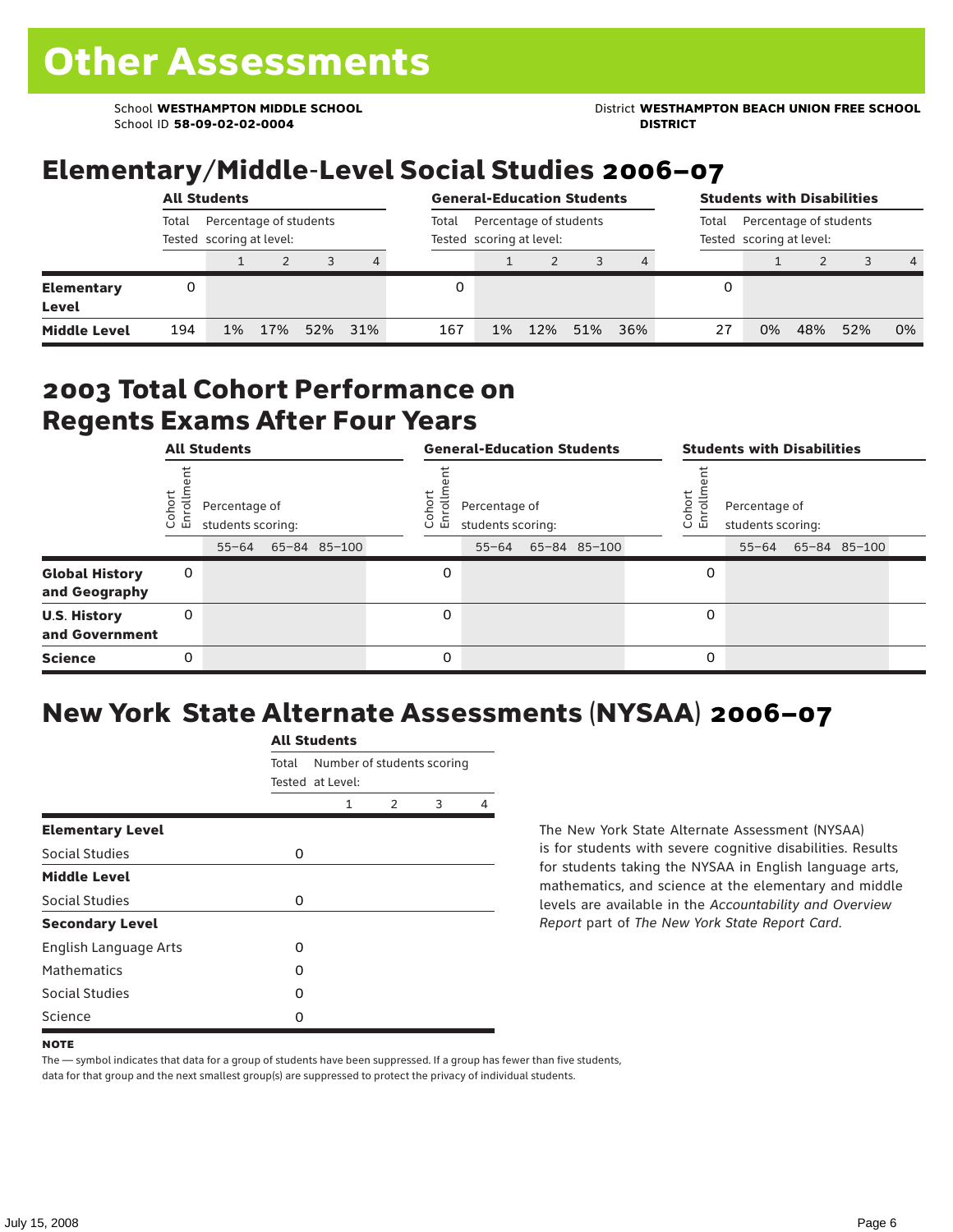# Other Assessments

School **WESTHAMPTON MIDDLE SCHOOL**
School ID **58-09-02-02-0004**

District **WESTHAMPTON BEACH UNION FREE SCHOOL DISTRICT**

## Elementary/Middle-Level Social Studies 2006–07

| | All Students | | | | | General-Education Students | | | | | Students with Disabilities | | | | |
|---|---|---|---|---|---|---|---|---|---|---|---|---|---|---|---|
| | Total Tested | Percentage of students scoring at level: | | | | Total Tested | Percentage of students scoring at level: | | | | Total Tested | Percentage of students scoring at level: | | | |
| | | 1 | 2 | 3 | 4 | | 1 | 2 | 3 | 4 | | 1 | 2 | 3 | 4 |
| **Elementary Level** | 0 | | | | | 0 | | | | | 0 | | | | |
| **Middle Level** | 194 | 1% | 17% | 52% | 31% | 167 | 1% | 12% | 51% | 36% | 27 | 0% | 48% | 52% | 0% |

## 2003 Total Cohort Performance on Regents Exams After Four Years

| | All Students | | | | General-Education Students | | | | Students with Disabilities | | | |
|---|---|---|---|---|---|---|---|---|---|---|---|---|
| | Cohort Enrollment | Percentage of students scoring: | | | Cohort Enrollment | Percentage of students scoring: | | | Cohort Enrollment | Percentage of students scoring: | | |
| | | 55–64 | 65–84 | 85–100 | | 55–64 | 65–84 | 85–100 | | 55–64 | 65–84 | 85–100 |
| **Global History and Geography** | 0 | | | | 0 | | | | 0 | | | |
| **U.S. History and Government** | 0 | | | | 0 | | | | 0 | | | |
| **Science** | 0 | | | | 0 | | | | 0 | | | |

## New York State Alternate Assessments (NYSAA) 2006–07

| | All Students | | | | |
|---|---|---|---|---|---|
| | Total Tested | Number of students scoring at Level: | | | |
| | | 1 | 2 | 3 | 4 |
| **Elementary Level** | | | | | |
| Social Studies | 0 | | | | |
| **Middle Level** | | | | | |
| Social Studies | 0 | | | | |
| **Secondary Level** | | | | | |
| English Language Arts | 0 | | | | |
| Mathematics | 0 | | | | |
| Social Studies | 0 | | | | |
| Science | 0 | | | | |

The New York State Alternate Assessment (NYSAA) is for students with severe cognitive disabilities. Results for students taking the NYSAA in English language arts, mathematics, and science at the elementary and middle levels are available in the *Accountability and Overview Report* part of *The New York State Report Card*.

**NOTE**

The — symbol indicates that data for a group of students have been suppressed. If a group has fewer than five students, data for that group and the next smallest group(s) are suppressed to protect the privacy of individual students.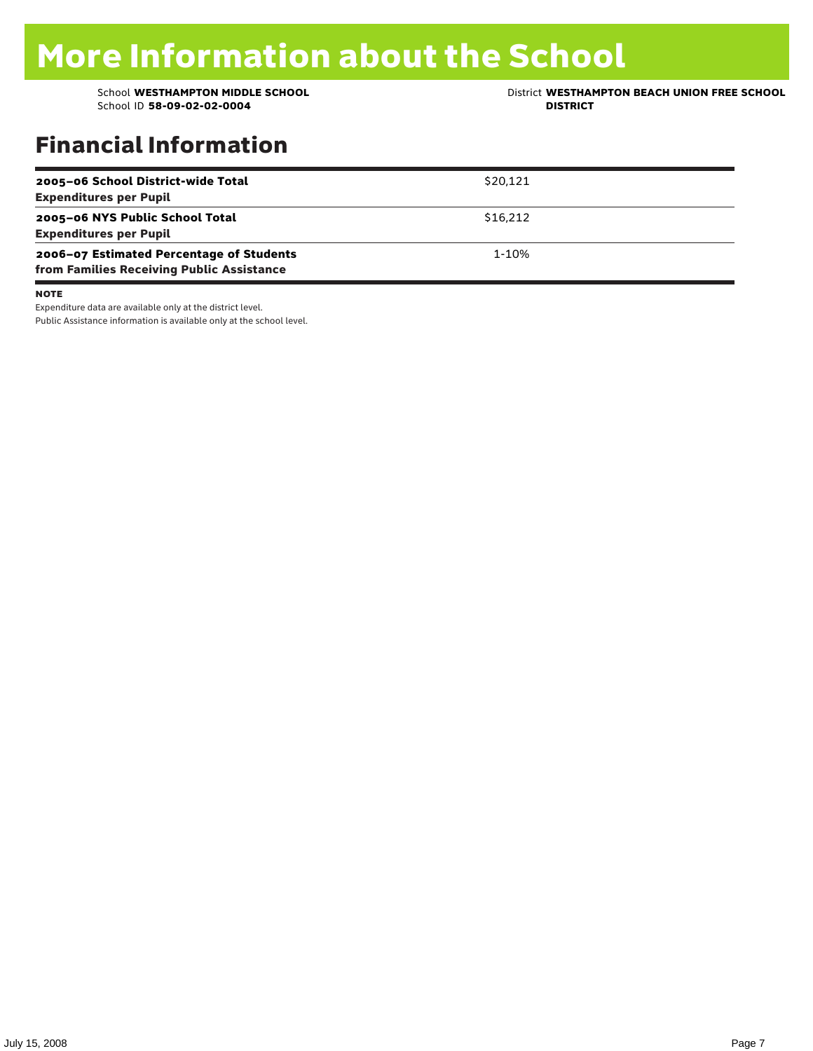# More Information about the School

School **WESTHAMPTON MIDDLE SCHOOL**
School ID **58-09-02-02-0004**

District **WESTHAMPTON BEACH UNION FREE SCHOOL DISTRICT**

## Financial Information

| | |
|---|---|
| **2005–06 School District-wide Total Expenditures per Pupil** | $20,121 |
| **2005–06 NYS Public School Total Expenditures per Pupil** | $16,212 |
| **2006–07 Estimated Percentage of Students from Families Receiving Public Assistance** | 1-10% |

**NOTE**

Expenditure data are available only at the district level.

Public Assistance information is available only at the school level.